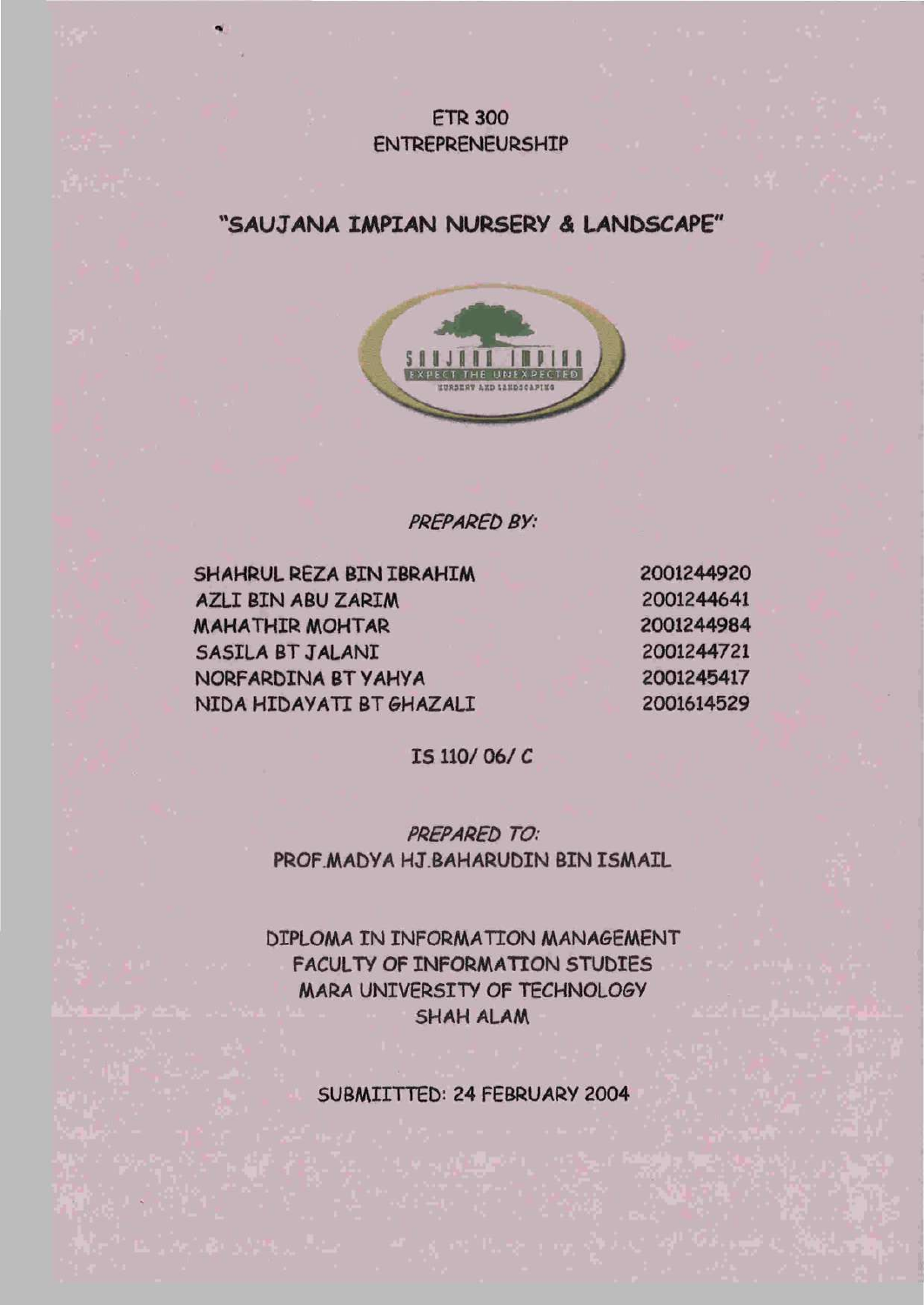ETR 300
ENTREPRENEURSHIP

# "SAUJANA IMPIAN NURSERY & LANDSCAPE"

*PREPARED BY:*

| | |
|---|---|
| SHAHRUL REZA BIN IBRAHIM | 2001244920 |
| AZLI BIN ABU ZARIM | 2001244641 |
| MAHATHIR MOHTAR | 2001244984 |
| SASILA BT JALANI | 2001244721 |
| NORFARDINA BT YAHYA | 2001245417 |
| NIDA HIDAYATI BT GHAZALI | 2001614529 |

IS 110/ 06/ C

*PREPARED TO:*
PROF.MADYA HJ.BAHARUDIN BIN ISMAIL

DIPLOMA IN INFORMATION MANAGEMENT
FACULTY OF INFORMATION STUDIES
MARA UNIVERSITY OF TECHNOLOGY
SHAH ALAM

SUBMITTED: 24 FEBRUARY 2004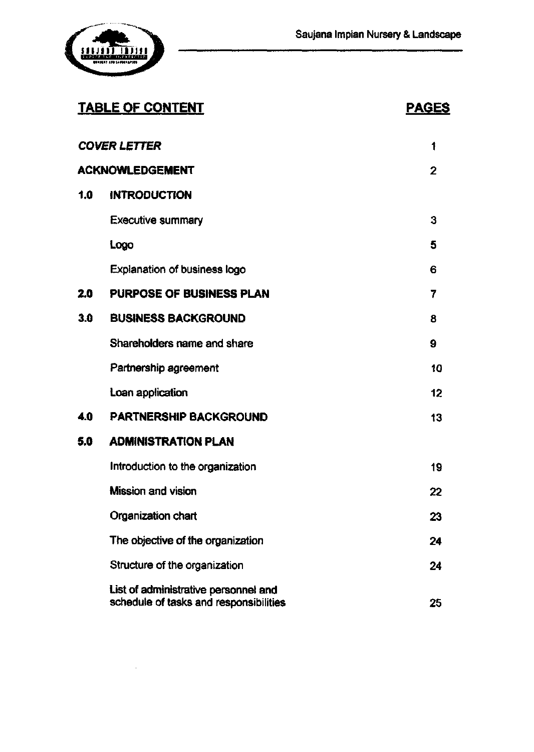## TABLE OF CONTENT

| | | PAGES |
|---|---|---|
| *COVER LETTER* | | 1 |
| **ACKNOWLEDGEMENT** | | 2 |
| **1.0** | **INTRODUCTION** | |
| | Executive summary | 3 |
| | Logo | 5 |
| | Explanation of business logo | 6 |
| **2.0** | **PURPOSE OF BUSINESS PLAN** | 7 |
| **3.0** | **BUSINESS BACKGROUND** | 8 |
| | Shareholders name and share | 9 |
| | Partnership agreement | 10 |
| | Loan application | 12 |
| **4.0** | **PARTNERSHIP BACKGROUND** | 13 |
| **5.0** | **ADMINISTRATION PLAN** | |
| | Introduction to the organization | 19 |
| | Mission and vision | 22 |
| | Organization chart | 23 |
| | The objective of the organization | 24 |
| | Structure of the organization | 24 |
| | List of administrative personnel and schedule of tasks and responsibilities | 25 |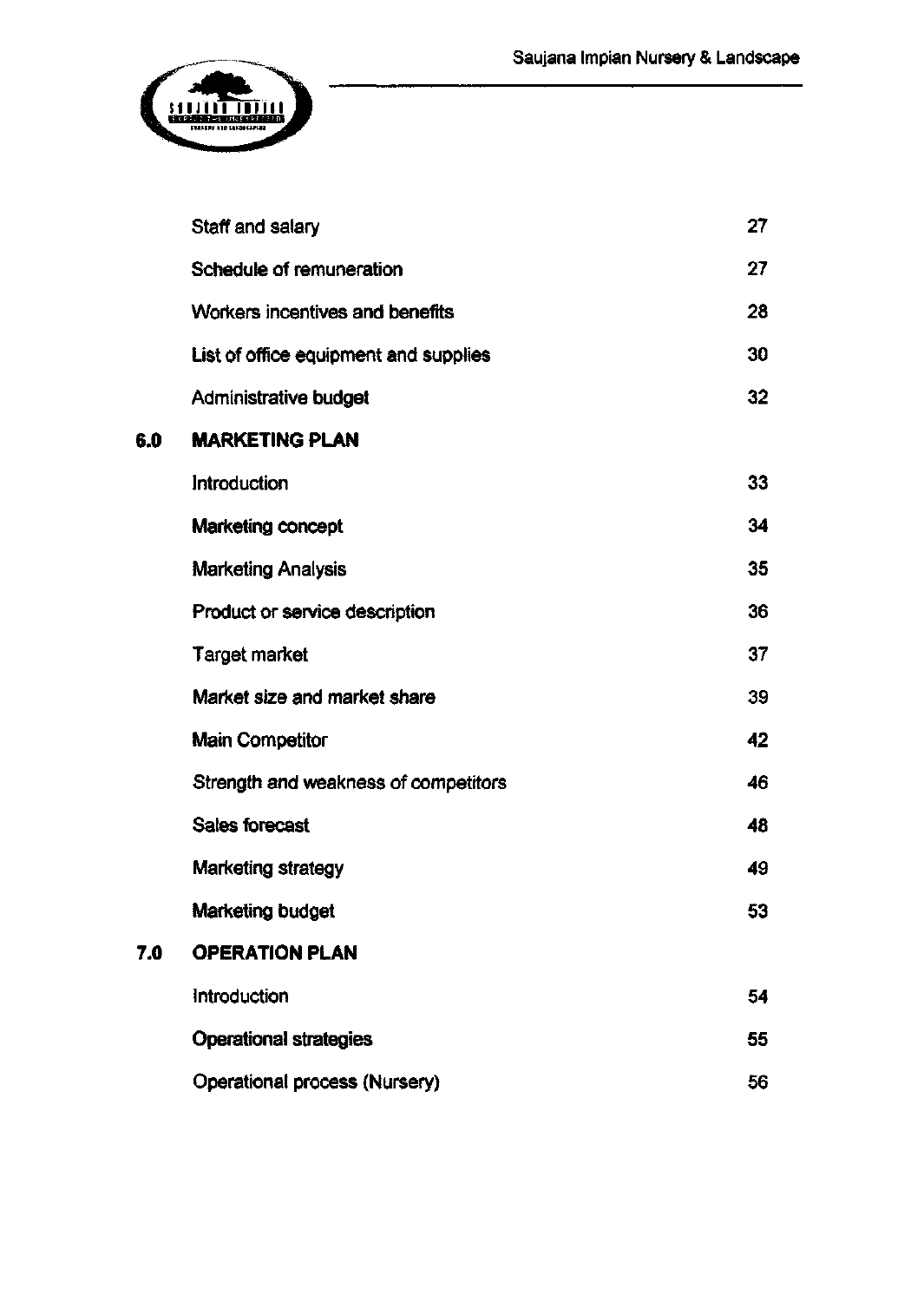| | | |
|---|---|---|
| | Staff and salary | 27 |
| | Schedule of remuneration | 27 |
| | Workers incentives and benefits | 28 |
| | List of office equipment and supplies | 30 |
| | Administrative budget | 32 |
| **6.0** | **MARKETING PLAN** | |
| | Introduction | 33 |
| | Marketing concept | 34 |
| | Marketing Analysis | 35 |
| | Product or service description | 36 |
| | Target market | 37 |
| | Market size and market share | 39 |
| | Main Competitor | 42 |
| | Strength and weakness of competitors | 46 |
| | Sales forecast | 48 |
| | Marketing strategy | 49 |
| | Marketing budget | 53 |
| **7.0** | **OPERATION PLAN** | |
| | Introduction | 54 |
| | Operational strategies | 55 |
| | Operational process (Nursery) | 56 |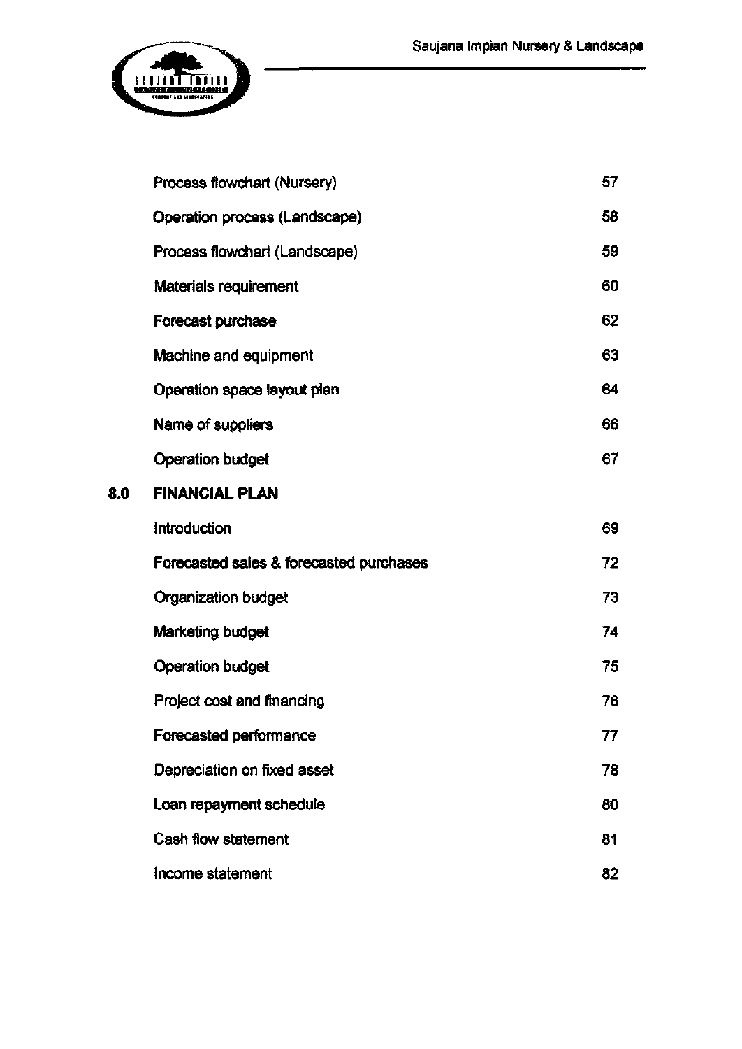| | | |
|---|---|---|
| | Process flowchart (Nursery) | 57 |
| | Operation process (Landscape) | 58 |
| | Process flowchart (Landscape) | 59 |
| | Materials requirement | 60 |
| | Forecast purchase | 62 |
| | Machine and equipment | 63 |
| | Operation space layout plan | 64 |
| | Name of suppliers | 66 |
| | Operation budget | 67 |
| **8.0** | **FINANCIAL PLAN** | |
| | Introduction | 69 |
| | Forecasted sales & forecasted purchases | 72 |
| | Organization budget | 73 |
| | Marketing budget | 74 |
| | Operation budget | 75 |
| | Project cost and financing | 76 |
| | Forecasted performance | 77 |
| | Depreciation on fixed asset | 78 |
| | Loan repayment schedule | 80 |
| | Cash flow statement | 81 |
| | Income statement | 82 |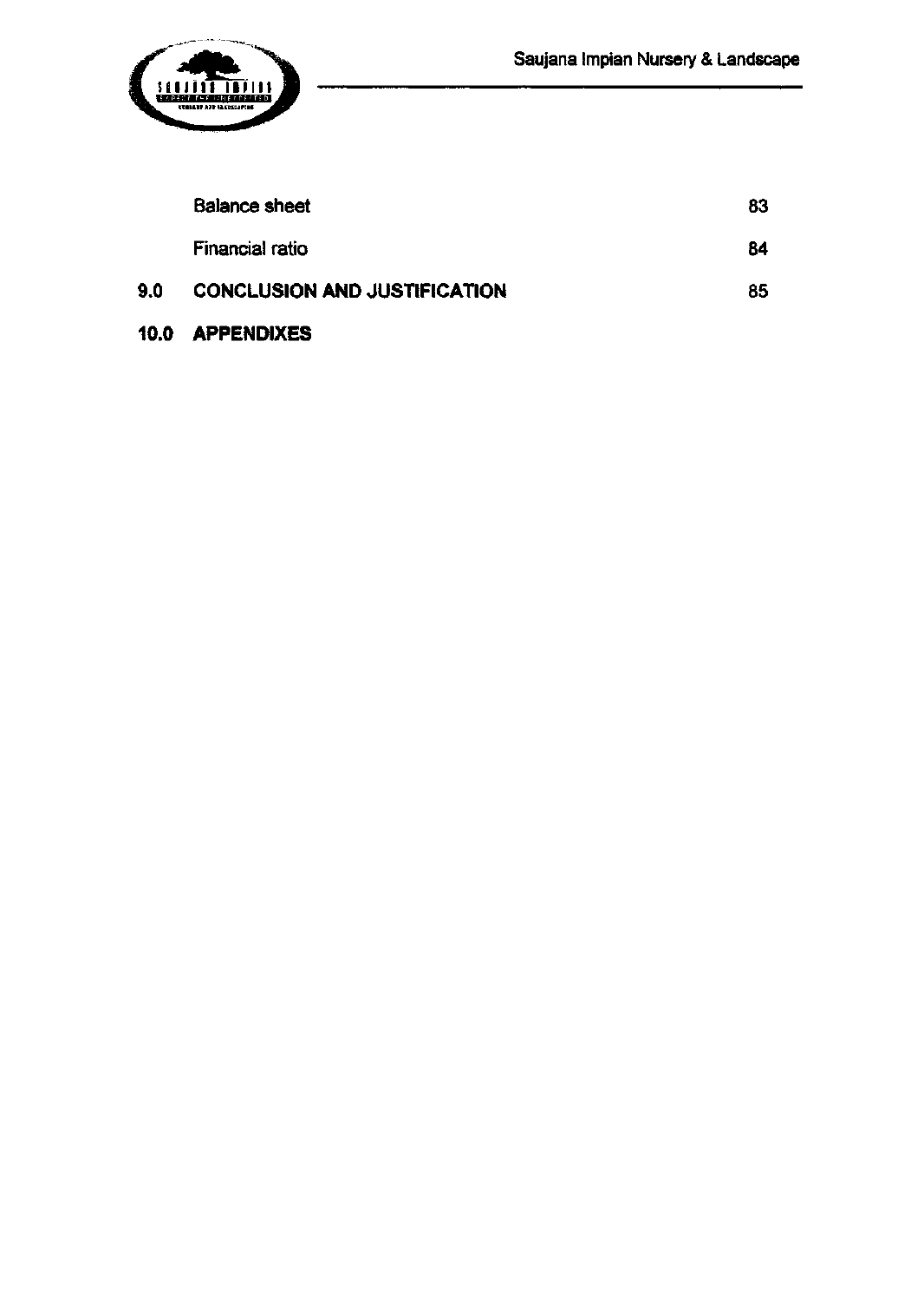| | | |
|---|---|---|
| | Balance sheet | 83 |
| | Financial ratio | 84 |
| **9.0** | **CONCLUSION AND JUSTIFICATION** | 85 |
| **10.0** | **APPENDIXES** | |